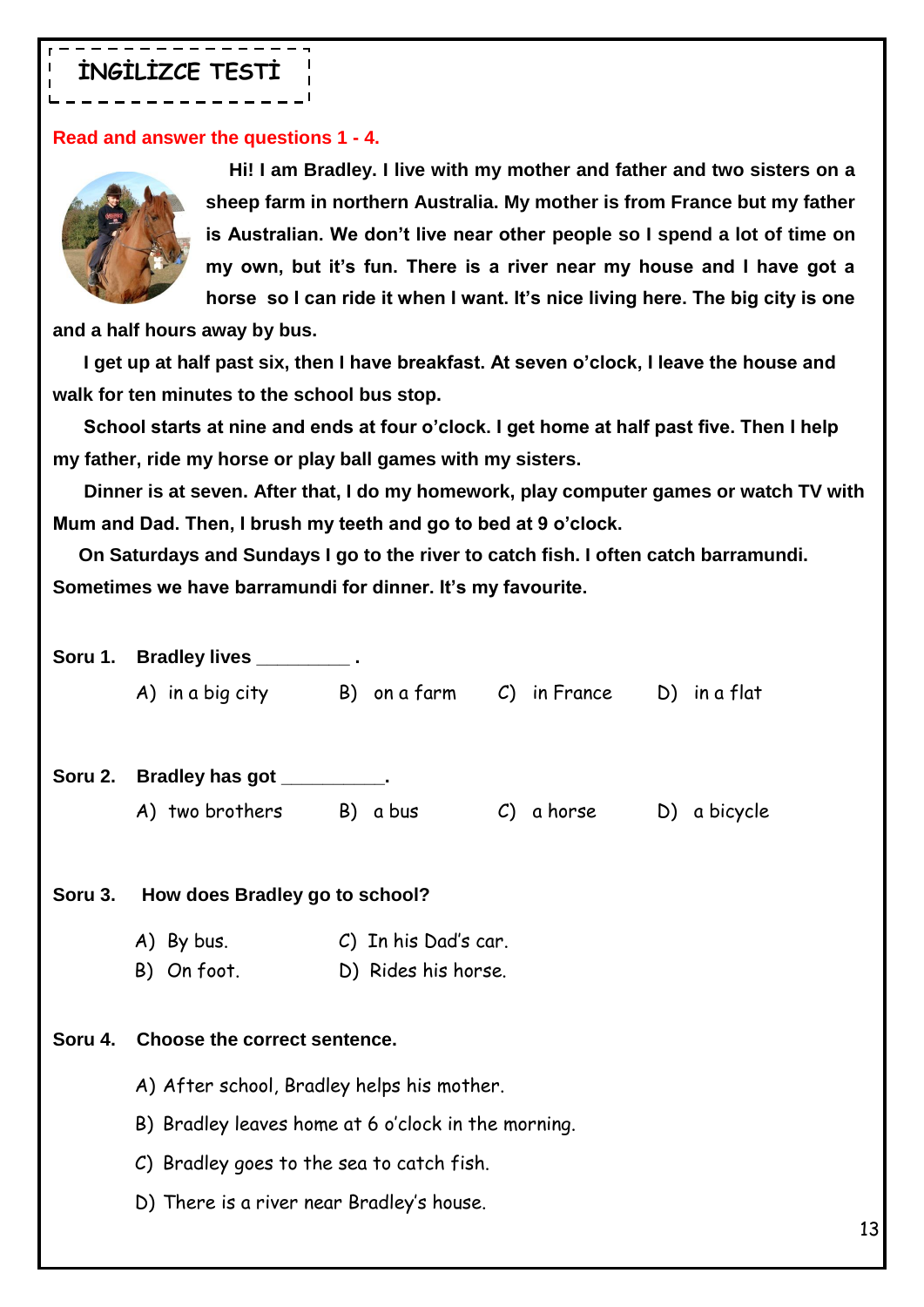# İNGİLİZCE TESTİ

**Read and answer the questions 1 - 4.**

**Hi! I am Bradley. I live with my mother and father and two sisters on a sheep farm in northern Australia. My mother is from France but my father is Australian. We don't live near other people so I spend a lot of time on my own, but it's fun. There is a river near my house and I have got a horse so I can ride it when I want. It's nice living here. The big city is one and a half hours away by bus.**

**I get up at half past six, then I have breakfast. At seven o'clock, I leave the house and walk for ten minutes to the school bus stop.**

**School starts at nine and ends at four o'clock. I get home at half past five. Then I help my father, ride my horse or play ball games with my sisters.**

**Dinner is at seven. After that, I do my homework, play computer games or watch TV with Mum and Dad. Then, I brush my teeth and go to bed at 9 o'clock.**

**On Saturdays and Sundays I go to the river to catch fish. I often catch barramundi. Sometimes we have barramundi for dinner. It's my favourite.**

**Soru 1.** **Bradley lives _________ .**

A) in a big city B) on a farm C) in France D) in a flat

**Soru 2.** **Bradley has got __________.**

A) two brothers B) a bus C) a horse D) a bicycle

**Soru 3.** **How does Bradley go to school?**

A) By bus.
B) On foot.
C) In his Dad's car.
D) Rides his horse.

**Soru 4.** **Choose the correct sentence.**

A) After school, Bradley helps his mother.

B) Bradley leaves home at 6 o'clock in the morning.

C) Bradley goes to the sea to catch fish.

D) There is a river near Bradley's house.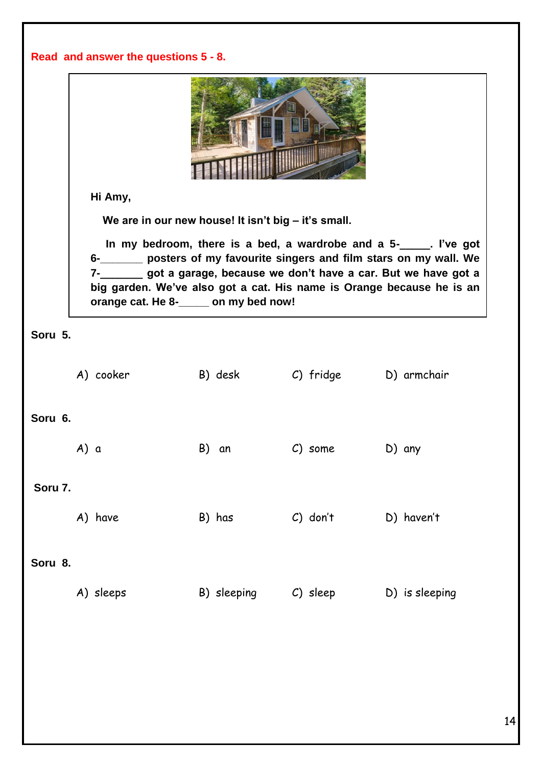**Read and answer the questions 5 - 8.**

**Hi Amy,**

**We are in our new house! It isn't big – it's small.**

**In my bedroom, there is a bed, a wardrobe and a 5-_____. I've got 6-_______ posters of my favourite singers and film stars on my wall. We 7-_______ got a garage, because we don't have a car. But we have got a big garden. We've also got a cat. His name is Orange because he is an orange cat. He 8-_____ on my bed now!**

**Soru 5.**

A) cooker B) desk C) fridge D) armchair

**Soru 6.**

A) a B) an C) some D) any

**Soru 7.**

A) have B) has C) don't D) haven't

**Soru 8.**

A) sleeps B) sleeping C) sleep D) is sleeping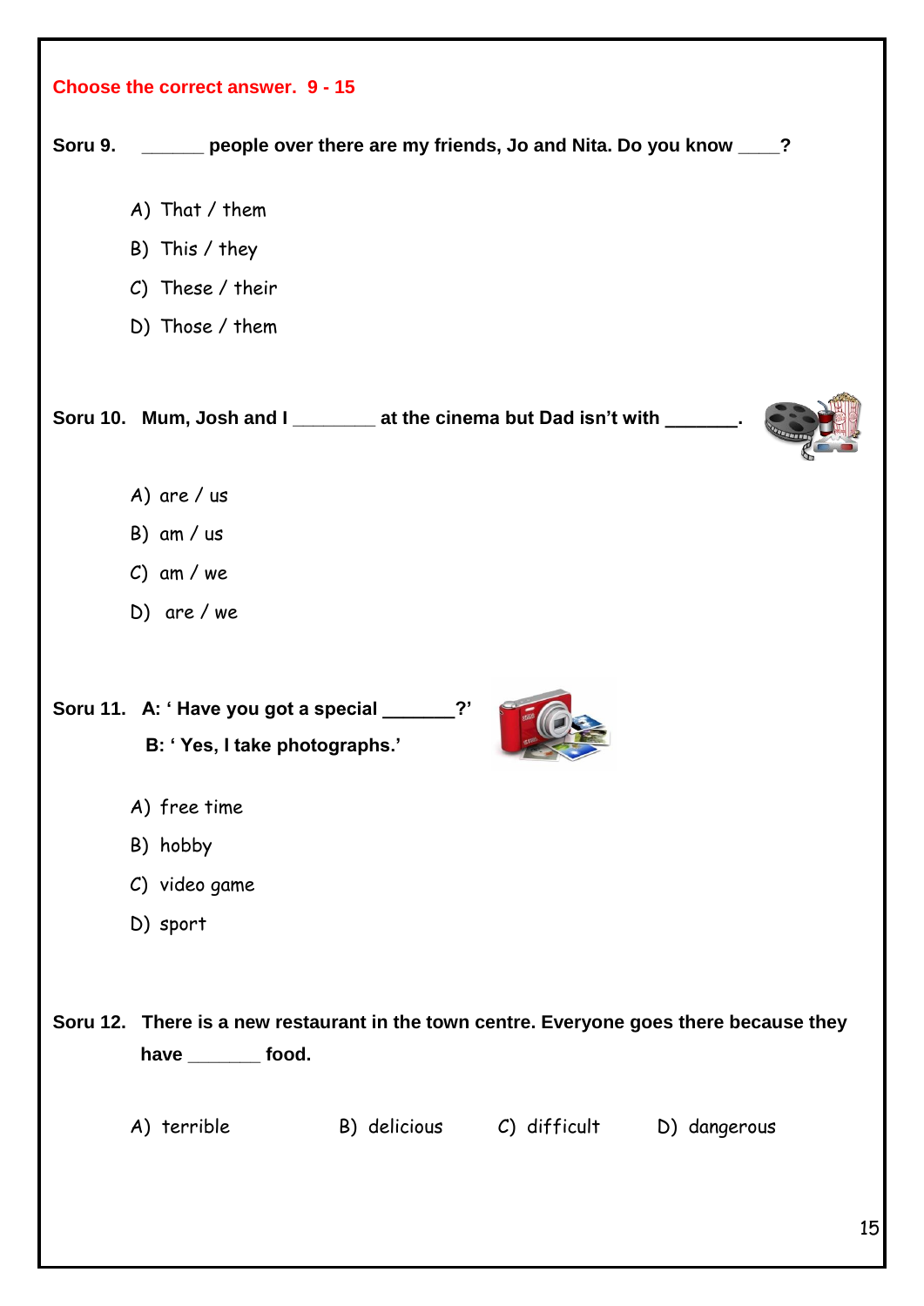**Choose the correct answer. 9 - 15**

**Soru 9.** ______ people over there are my friends, Jo and Nita. Do you know ____?

A) That / them

B) This / they

C) These / their

D) Those / them

**Soru 10.** Mum, Josh and I ________ at the cinema but Dad isn't with _______.

A) are / us

B) am / us

C) am / we

D) are / we

**Soru 11.** A: ' Have you got a special _______?'

B: ' Yes, I take photographs.'

A) free time

B) hobby

C) video game

D) sport

**Soru 12.** There is a new restaurant in the town centre. Everyone goes there because they have _______ food.

A) terrible B) delicious C) difficult D) dangerous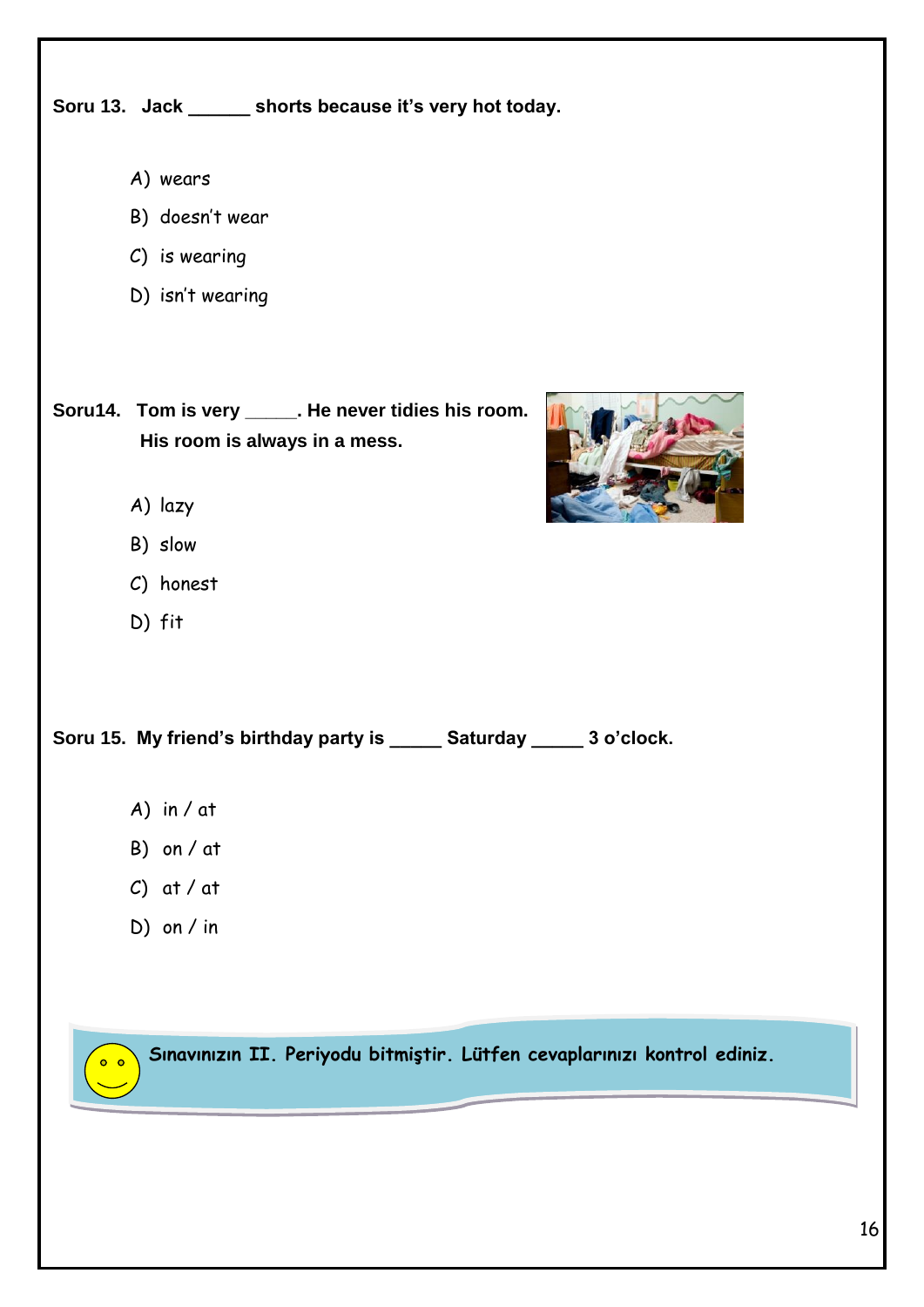**Soru 13.** **Jack ______ shorts because it's very hot today.**

A) wears

B) doesn't wear

C) is wearing

D) isn't wearing

**Soru14.** **Tom is very _____. He never tidies his room. His room is always in a mess.**

A) lazy

B) slow

C) honest

D) fit

**Soru 15.** **My friend's birthday party is _____ Saturday _____ 3 o'clock.**

A) in / at

B) on / at

C) at / at

D) on / in

Sınavınızın II. Periyodu bitmiştir. Lütfen cevaplarınızı kontrol ediniz.